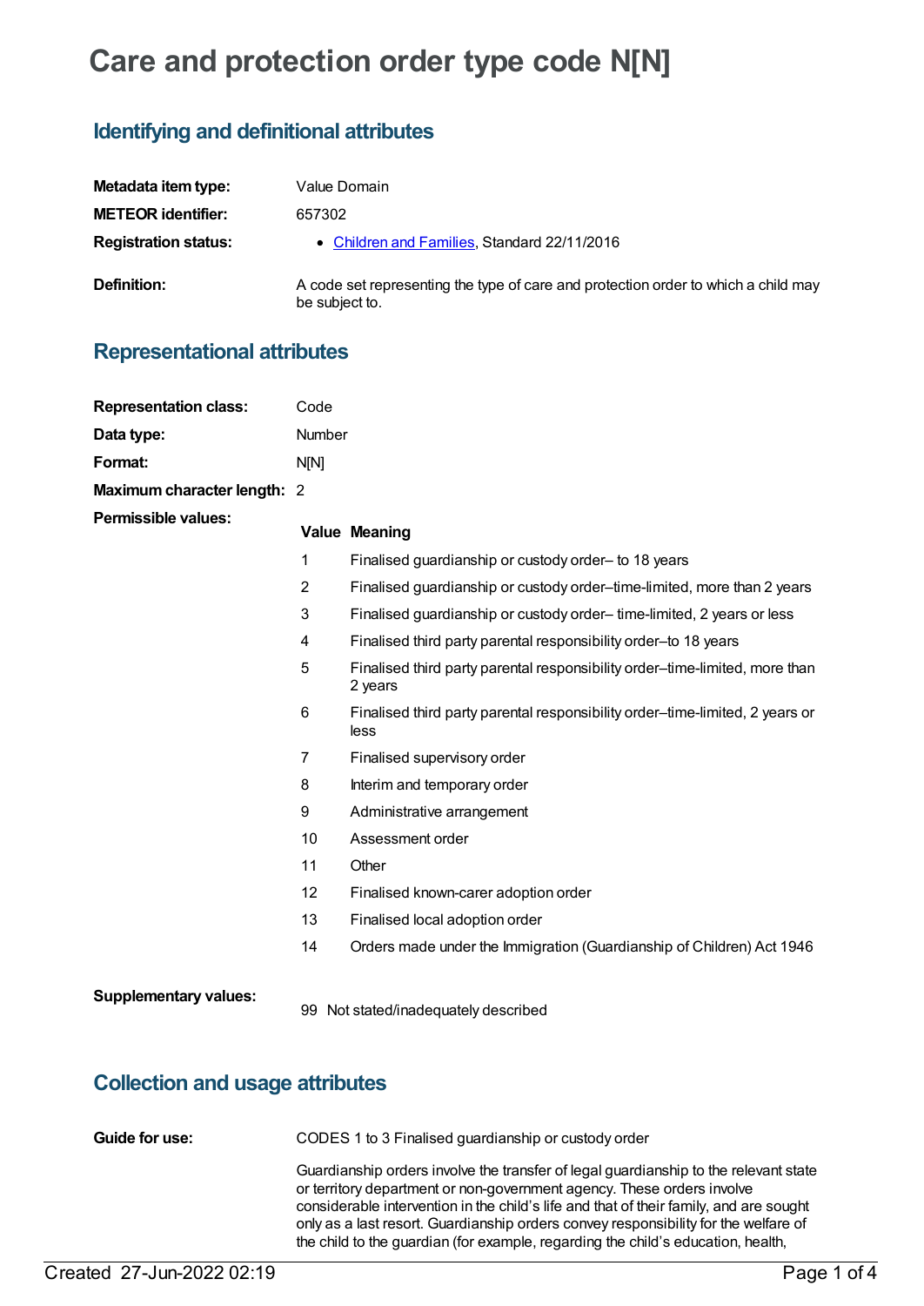# Care and protection order type code N[N]

## Identifying and definitional attributes

| | |
|---|---|
| **Metadata item type:** | Value Domain |
| **METEOR identifier:** | 657302 |
| **Registration status:** | • Children and Families, Standard 22/11/2016 |
| **Definition:** | A code set representing the type of care and protection order to which a child may be subject to. |

## Representational attributes

| | |
|---|---|
| **Representation class:** | Code |
| **Data type:** | Number |
| **Format:** | N[N] |
| **Maximum character length:** | 2 |

**Permissible values:**

| Value | Meaning |
|---|---|
| 1 | Finalised guardianship or custody order– to 18 years |
| 2 | Finalised guardianship or custody order–time-limited, more than 2 years |
| 3 | Finalised guardianship or custody order– time-limited, 2 years or less |
| 4 | Finalised third party parental responsibility order–to 18 years |
| 5 | Finalised third party parental responsibility order–time-limited, more than 2 years |
| 6 | Finalised third party parental responsibility order–time-limited, 2 years or less |
| 7 | Finalised supervisory order |
| 8 | Interim and temporary order |
| 9 | Administrative arrangement |
| 10 | Assessment order |
| 11 | Other |
| 12 | Finalised known-carer adoption order |
| 13 | Finalised local adoption order |
| 14 | Orders made under the Immigration (Guardianship of Children) Act 1946 |

**Supplementary values:**

| Value | Meaning |
|---|---|
| 99 | Not stated/inadequately described |

## Collection and usage attributes

**Guide for use:**

CODES 1 to 3 Finalised guardianship or custody order

Guardianship orders involve the transfer of legal guardianship to the relevant state or territory department or non-government agency. These orders involve considerable intervention in the child's life and that of their family, and are sought only as a last resort. Guardianship orders convey responsibility for the welfare of the child to the guardian (for example, regarding the child's education, health,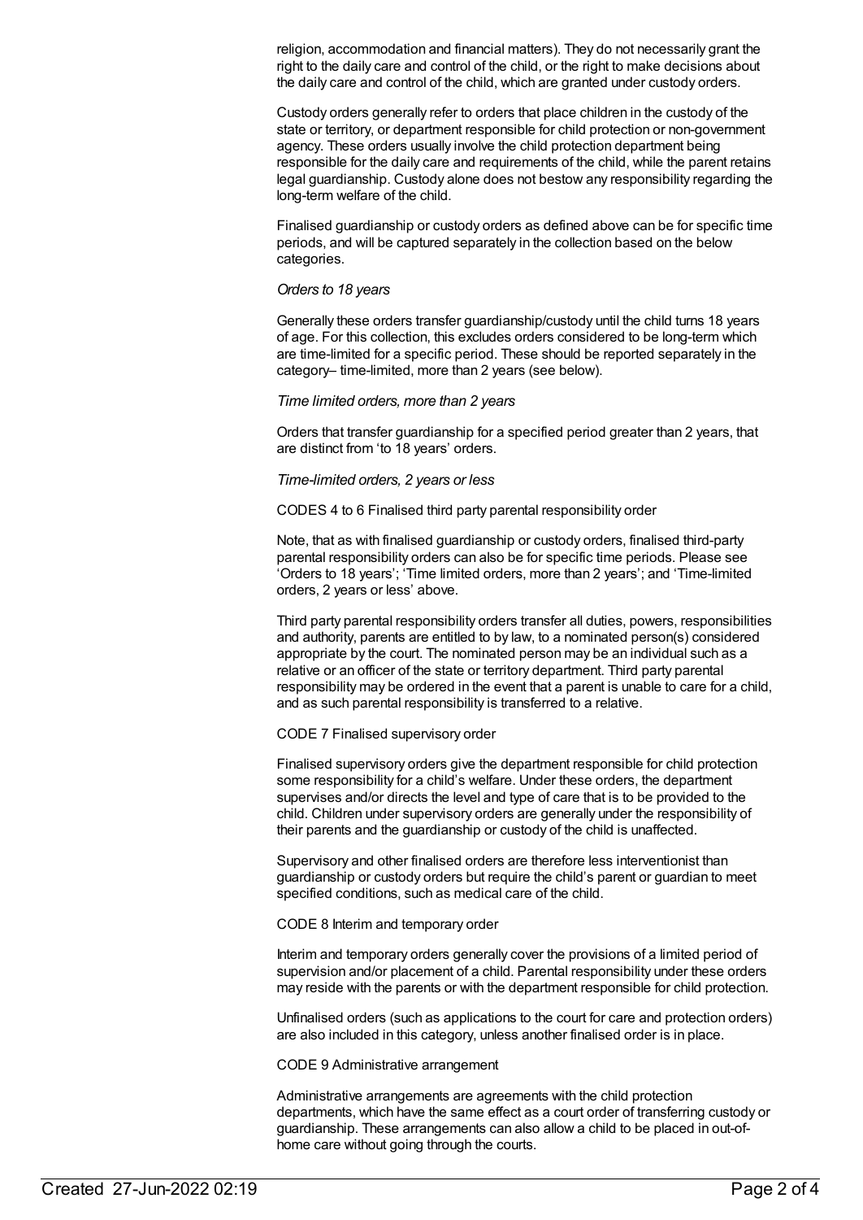religion, accommodation and financial matters). They do not necessarily grant the right to the daily care and control of the child, or the right to make decisions about the daily care and control of the child, which are granted under custody orders.

Custody orders generally refer to orders that place children in the custody of the state or territory, or department responsible for child protection or non-government agency. These orders usually involve the child protection department being responsible for the daily care and requirements of the child, while the parent retains legal guardianship. Custody alone does not bestow any responsibility regarding the long-term welfare of the child.

Finalised guardianship or custody orders as defined above can be for specific time periods, and will be captured separately in the collection based on the below categories.

*Orders to 18 years*

Generally these orders transfer guardianship/custody until the child turns 18 years of age. For this collection, this excludes orders considered to be long-term which are time-limited for a specific period. These should be reported separately in the category– time-limited, more than 2 years (see below).

*Time limited orders, more than 2 years*

Orders that transfer guardianship for a specified period greater than 2 years, that are distinct from 'to 18 years' orders.

*Time-limited orders, 2 years or less*

CODES 4 to 6 Finalised third party parental responsibility order

Note, that as with finalised guardianship or custody orders, finalised third-party parental responsibility orders can also be for specific time periods. Please see 'Orders to 18 years'; 'Time limited orders, more than 2 years'; and 'Time-limited orders, 2 years or less' above.

Third party parental responsibility orders transfer all duties, powers, responsibilities and authority, parents are entitled to by law, to a nominated person(s) considered appropriate by the court. The nominated person may be an individual such as a relative or an officer of the state or territory department. Third party parental responsibility may be ordered in the event that a parent is unable to care for a child, and as such parental responsibility is transferred to a relative.

CODE 7 Finalised supervisory order

Finalised supervisory orders give the department responsible for child protection some responsibility for a child's welfare. Under these orders, the department supervises and/or directs the level and type of care that is to be provided to the child. Children under supervisory orders are generally under the responsibility of their parents and the guardianship or custody of the child is unaffected.

Supervisory and other finalised orders are therefore less interventionist than guardianship or custody orders but require the child's parent or guardian to meet specified conditions, such as medical care of the child.

CODE 8 Interim and temporary order

Interim and temporary orders generally cover the provisions of a limited period of supervision and/or placement of a child. Parental responsibility under these orders may reside with the parents or with the department responsible for child protection.

Unfinalised orders (such as applications to the court for care and protection orders) are also included in this category, unless another finalised order is in place.

CODE 9 Administrative arrangement

Administrative arrangements are agreements with the child protection departments, which have the same effect as a court order of transferring custody or guardianship. These arrangements can also allow a child to be placed in out-of-home care without going through the courts.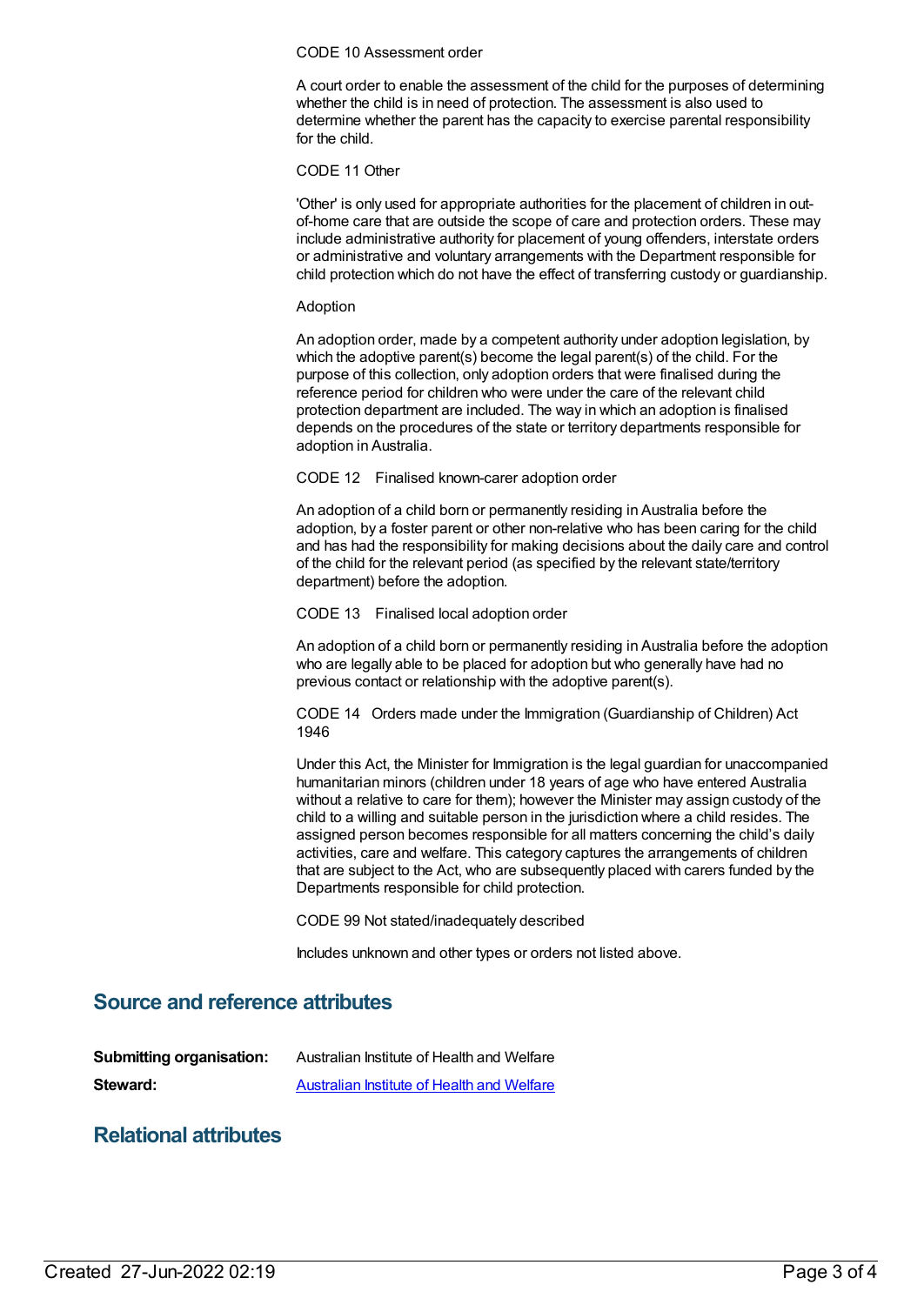CODE 10 Assessment order

A court order to enable the assessment of the child for the purposes of determining whether the child is in need of protection. The assessment is also used to determine whether the parent has the capacity to exercise parental responsibility for the child.

CODE 11 Other

'Other' is only used for appropriate authorities for the placement of children in out-of-home care that are outside the scope of care and protection orders. These may include administrative authority for placement of young offenders, interstate orders or administrative and voluntary arrangements with the Department responsible for child protection which do not have the effect of transferring custody or guardianship.

Adoption

An adoption order, made by a competent authority under adoption legislation, by which the adoptive parent(s) become the legal parent(s) of the child. For the purpose of this collection, only adoption orders that were finalised during the reference period for children who were under the care of the relevant child protection department are included. The way in which an adoption is finalised depends on the procedures of the state or territory departments responsible for adoption in Australia.

CODE 12 Finalised known-carer adoption order

An adoption of a child born or permanently residing in Australia before the adoption, by a foster parent or other non-relative who has been caring for the child and has had the responsibility for making decisions about the daily care and control of the child for the relevant period (as specified by the relevant state/territory department) before the adoption.

CODE 13 Finalised local adoption order

An adoption of a child born or permanently residing in Australia before the adoption who are legally able to be placed for adoption but who generally have had no previous contact or relationship with the adoptive parent(s).

CODE 14 Orders made under the Immigration (Guardianship of Children) Act 1946

Under this Act, the Minister for Immigration is the legal guardian for unaccompanied humanitarian minors (children under 18 years of age who have entered Australia without a relative to care for them); however the Minister may assign custody of the child to a willing and suitable person in the jurisdiction where a child resides. The assigned person becomes responsible for all matters concerning the child's daily activities, care and welfare. This category captures the arrangements of children that are subject to the Act, who are subsequently placed with carers funded by the Departments responsible for child protection.

CODE 99 Not stated/inadequately described

Includes unknown and other types or orders not listed above.

## Source and reference attributes

**Submitting organisation:** Australian Institute of Health and Welfare

**Steward:** Australian Institute of Health and Welfare

## Relational attributes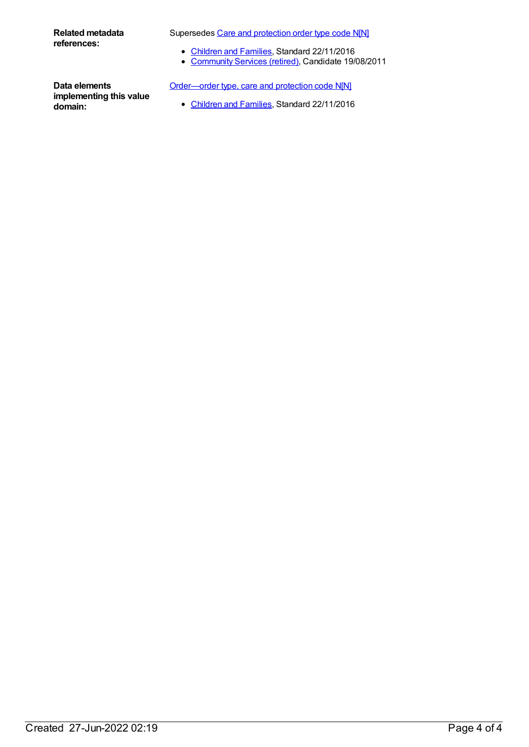**Related metadata references:**

Supersedes Care and protection order type code N[N]

- Children and Families, Standard 22/11/2016
- Community Services (retired), Candidate 19/08/2011

**Data elements implementing this value domain:**

Order—order type, care and protection code N[N]

- Children and Families, Standard 22/11/2016